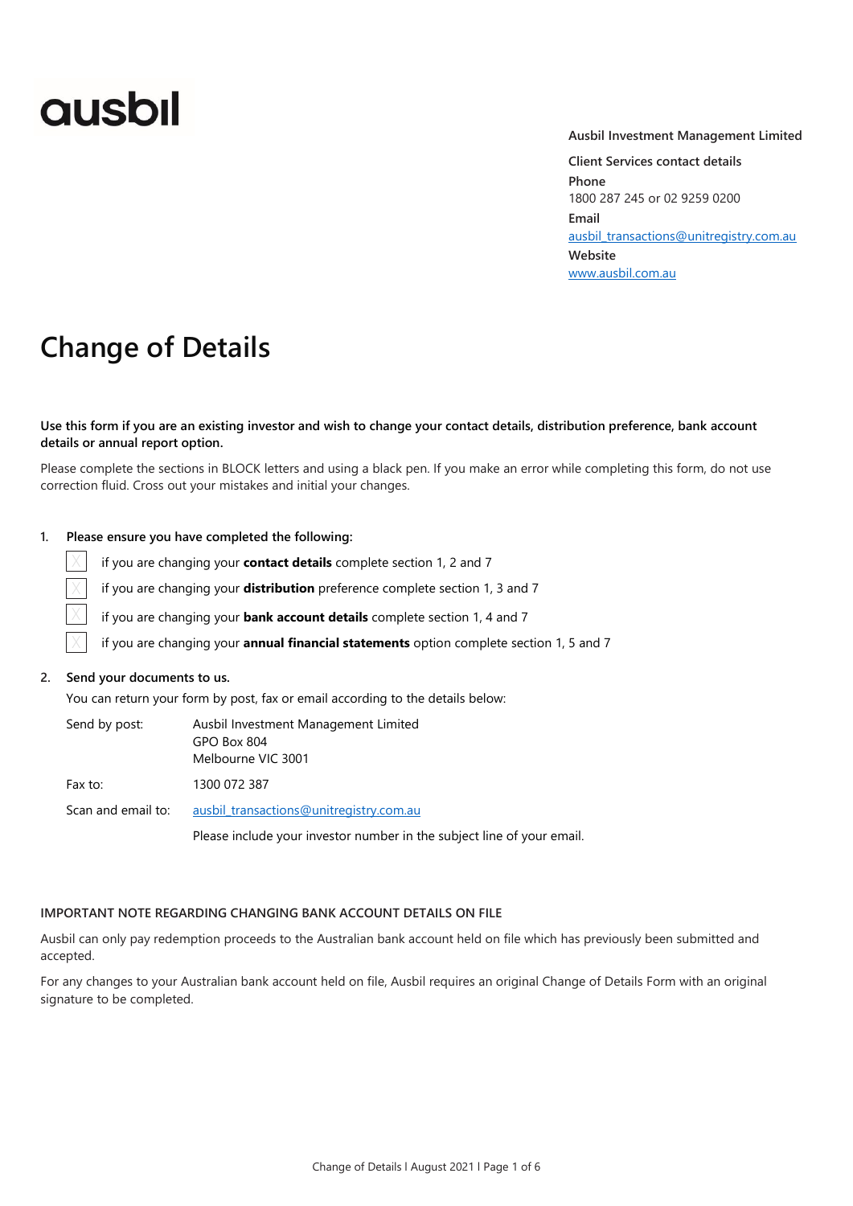ausbil

**Ausbil Investment Management Limited**

**Client Services contact details**

**Phone**
1800 287 245 or 02 9259 0200

**Email**
ausbil_transactions@unitregistry.com.au

**Website**
www.ausbil.com.au

# Change of Details

**Use this form if you are an existing investor and wish to change your contact details, distribution preference, bank account details or annual report option.**

Please complete the sections in BLOCK letters and using a black pen. If you make an error while completing this form, do not use correction fluid. Cross out your mistakes and initial your changes.

1. **Please ensure you have completed the following:**

   - ☐ if you are changing your **contact details** complete section 1, 2 and 7
   - ☐ if you are changing your **distribution** preference complete section 1, 3 and 7
   - ☐ if you are changing your **bank account details** complete section 1, 4 and 7
   - ☐ if you are changing your **annual financial statements** option complete section 1, 5 and 7

2. **Send your documents to us.**

   You can return your form by post, fax or email according to the details below:

   | | |
   |---|---|
   | Send by post: | Ausbil Investment Management Limited<br>GPO Box 804<br>Melbourne VIC 3001 |
   | Fax to: | 1300 072 387 |
   | Scan and email to: | ausbil_transactions@unitregistry.com.au<br>Please include your investor number in the subject line of your email. |

**IMPORTANT NOTE REGARDING CHANGING BANK ACCOUNT DETAILS ON FILE**

Ausbil can only pay redemption proceeds to the Australian bank account held on file which has previously been submitted and accepted.

For any changes to your Australian bank account held on file, Ausbil requires an original Change of Details Form with an original signature to be completed.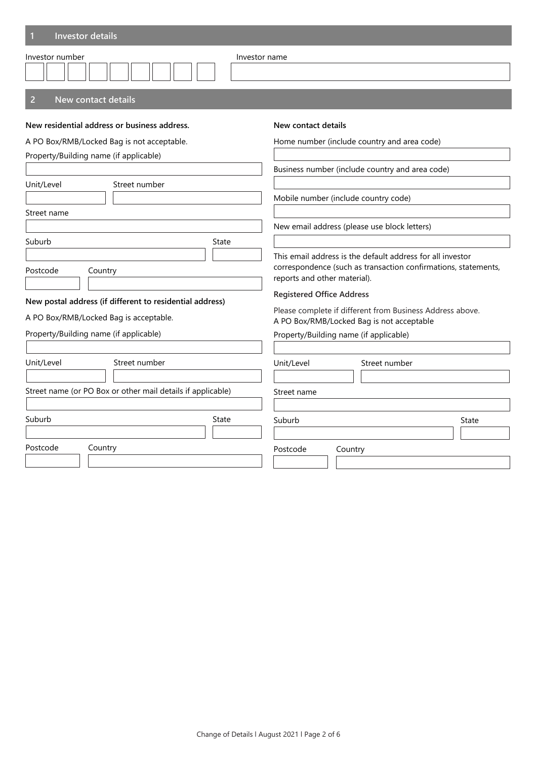## 1 Investor details

Investor number

Investor name

## 2 New contact details

**New residential address or business address.**

A PO Box/RMB/Locked Bag is not acceptable.

Property/Building name (if applicable)

Unit/Level

Street number

Street name

Suburb

State

Postcode

Country

**New postal address (if different to residential address)**

A PO Box/RMB/Locked Bag is acceptable.

Property/Building name (if applicable)

Unit/Level

Street number

Street name (or PO Box or other mail details if applicable)

Suburb

State

Postcode

Country

**New contact details**

Home number (include country and area code)

Business number (include country and area code)

Mobile number (include country code)

New email address (please use block letters)

This email address is the default address for all investor correspondence (such as transaction confirmations, statements, reports and other material).

**Registered Office Address**

Please complete if different from Business Address above.
A PO Box/RMB/Locked Bag is not acceptable

Property/Building name (if applicable)

Unit/Level

Street number

Street name

Suburb

State

Postcode

Country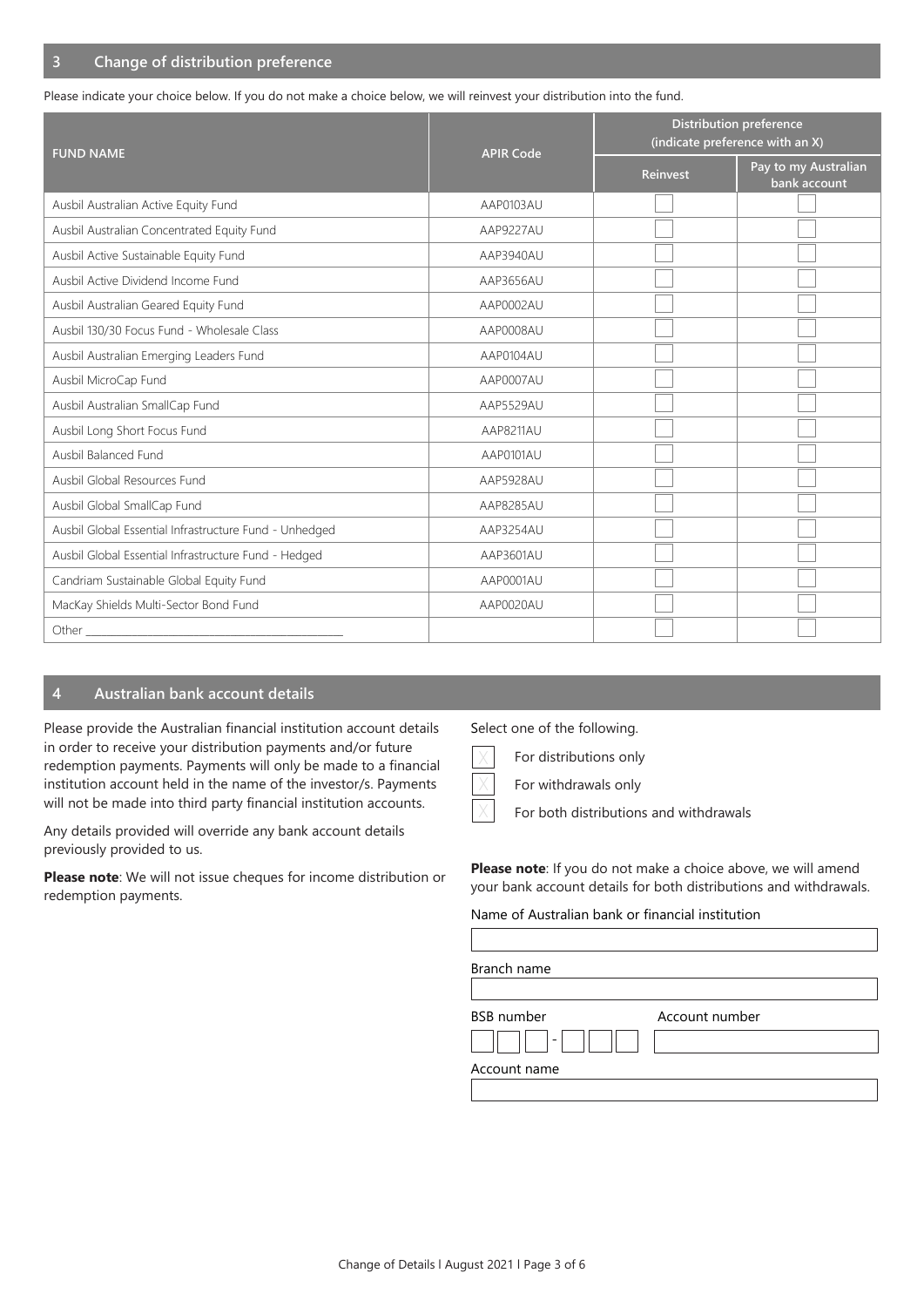## 3 Change of distribution preference

Please indicate your choice below. If you do not make a choice below, we will reinvest your distribution into the fund.

| FUND NAME | APIR Code | Distribution preference (indicate preference with an X) | |
|---|---|---|---|
| | | Reinvest | Pay to my Australian bank account |
| Ausbil Australian Active Equity Fund | AAP0103AU | ☐ | ☐ |
| Ausbil Australian Concentrated Equity Fund | AAP9227AU | ☐ | ☐ |
| Ausbil Active Sustainable Equity Fund | AAP3940AU | ☐ | ☐ |
| Ausbil Active Dividend Income Fund | AAP3656AU | ☐ | ☐ |
| Ausbil Australian Geared Equity Fund | AAP0002AU | ☐ | ☐ |
| Ausbil 130/30 Focus Fund - Wholesale Class | AAP0008AU | ☐ | ☐ |
| Ausbil Australian Emerging Leaders Fund | AAP0104AU | ☐ | ☐ |
| Ausbil MicroCap Fund | AAP0007AU | ☐ | ☐ |
| Ausbil Australian SmallCap Fund | AAP5529AU | ☐ | ☐ |
| Ausbil Long Short Focus Fund | AAP8211AU | ☐ | ☐ |
| Ausbil Balanced Fund | AAP0101AU | ☐ | ☐ |
| Ausbil Global Resources Fund | AAP5928AU | ☐ | ☐ |
| Ausbil Global SmallCap Fund | AAP8285AU | ☐ | ☐ |
| Ausbil Global Essential Infrastructure Fund - Unhedged | AAP3254AU | ☐ | ☐ |
| Ausbil Global Essential Infrastructure Fund - Hedged | AAP3601AU | ☐ | ☐ |
| Candriam Sustainable Global Equity Fund | AAP0001AU | ☐ | ☐ |
| MacKay Shields Multi-Sector Bond Fund | AAP0020AU | ☐ | ☐ |
| Other ____________________ | | ☐ | ☐ |

## 4 Australian bank account details

Please provide the Australian financial institution account details in order to receive your distribution payments and/or future redemption payments. Payments will only be made to a financial institution account held in the name of the investor/s. Payments will not be made into third party financial institution accounts.

Any details provided will override any bank account details previously provided to us.

**Please note**: We will not issue cheques for income distribution or redemption payments.

Select one of the following.

☐ For distributions only

☐ For withdrawals only

☐ For both distributions and withdrawals

**Please note**: If you do not make a choice above, we will amend your bank account details for both distributions and withdrawals.

Name of Australian bank or financial institution

____________________

Branch name

____________________

BSB number ☐☐☐ - ☐☐☐ Account number ____________________

Account name

____________________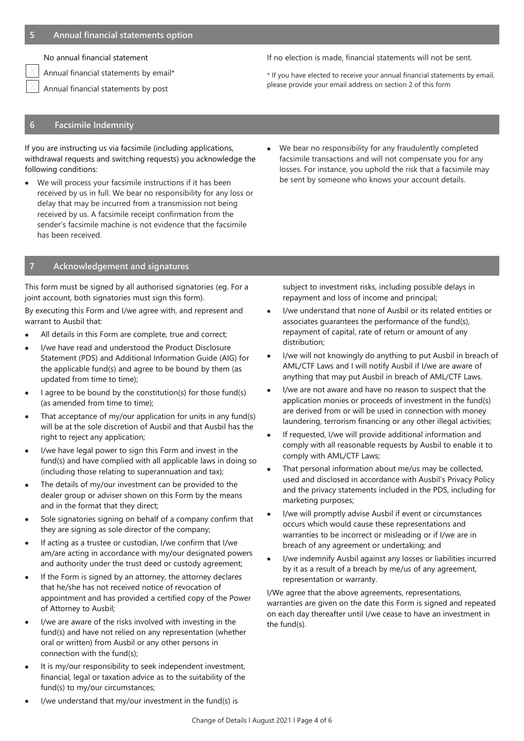## 5 Annual financial statements option

No annual financial statement

☐ Annual financial statements by email*

☐ Annual financial statements by post

If no election is made, financial statements will not be sent.

* If you have elected to receive your annual financial statements by email, please provide your email address on section 2 of this form

## 6 Facsimile Indemnity

If you are instructing us via facsimile (including applications, withdrawal requests and switching requests) you acknowledge the following conditions:

- We will process your facsimile instructions if it has been received by us in full. We bear no responsibility for any loss or delay that may be incurred from a transmission not being received by us. A facsimile receipt confirmation from the sender's facsimile machine is not evidence that the facsimile has been received.
- We bear no responsibility for any fraudulently completed facsimile transactions and will not compensate you for any losses. For instance, you uphold the risk that a facsimile may be sent by someone who knows your account details.

## 7 Acknowledgement and signatures

This form must be signed by all authorised signatories (eg. For a joint account, both signatories must sign this form).

By executing this Form and I/we agree with, and represent and warrant to Ausbil that:

- All details in this Form are complete, true and correct;
- I/we have read and understood the Product Disclosure Statement (PDS) and Additional Information Guide (AIG) for the applicable fund(s) and agree to be bound by them (as updated from time to time);
- I agree to be bound by the constitution(s) for those fund(s) (as amended from time to time);
- That acceptance of my/our application for units in any fund(s) will be at the sole discretion of Ausbil and that Ausbil has the right to reject any application;
- I/we have legal power to sign this Form and invest in the fund(s) and have complied with all applicable laws in doing so (including those relating to superannuation and tax);
- The details of my/our investment can be provided to the dealer group or adviser shown on this Form by the means and in the format that they direct;
- Sole signatories signing on behalf of a company confirm that they are signing as sole director of the company;
- If acting as a trustee or custodian, I/we confirm that I/we am/are acting in accordance with my/our designated powers and authority under the trust deed or custody agreement;
- If the Form is signed by an attorney, the attorney declares that he/she has not received notice of revocation of appointment and has provided a certified copy of the Power of Attorney to Ausbil;
- I/we are aware of the risks involved with investing in the fund(s) and have not relied on any representation (whether oral or written) from Ausbil or any other persons in connection with the fund(s);
- It is my/our responsibility to seek independent investment, financial, legal or taxation advice as to the suitability of the fund(s) to my/our circumstances;
- I/we understand that my/our investment in the fund(s) is subject to investment risks, including possible delays in repayment and loss of income and principal;
- I/we understand that none of Ausbil or its related entities or associates guarantees the performance of the fund(s), repayment of capital, rate of return or amount of any distribution;
- I/we will not knowingly do anything to put Ausbil in breach of AML/CTF Laws and I will notify Ausbil if I/we are aware of anything that may put Ausbil in breach of AML/CTF Laws.
- I/we are not aware and have no reason to suspect that the application monies or proceeds of investment in the fund(s) are derived from or will be used in connection with money laundering, terrorism financing or any other illegal activities;
- If requested, I/we will provide additional information and comply with all reasonable requests by Ausbil to enable it to comply with AML/CTF Laws;
- That personal information about me/us may be collected, used and disclosed in accordance with Ausbil's Privacy Policy and the privacy statements included in the PDS, including for marketing purposes;
- I/we will promptly advise Ausbil if event or circumstances occurs which would cause these representations and warranties to be incorrect or misleading or if I/we are in breach of any agreement or undertaking; and
- I/we indemnify Ausbil against any losses or liabilities incurred by it as a result of a breach by me/us of any agreement, representation or warranty.

I/We agree that the above agreements, representations, warranties are given on the date this Form is signed and repeated on each day thereafter until I/we cease to have an investment in the fund(s).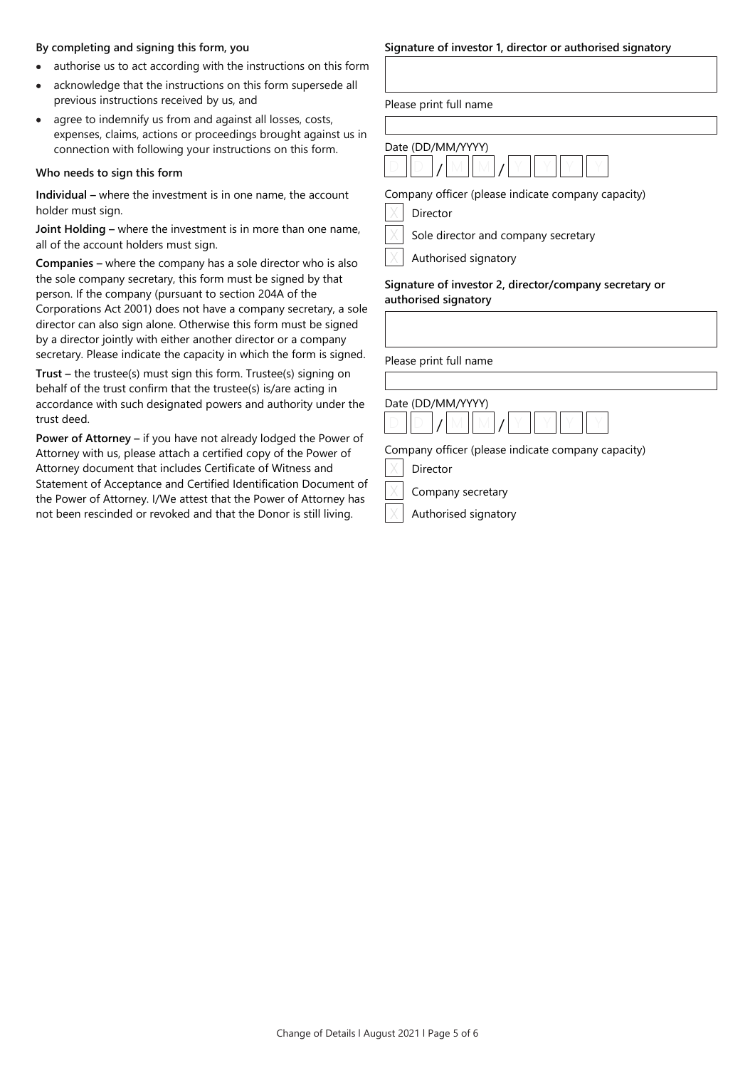**By completing and signing this form, you**

- authorise us to act according with the instructions on this form
- acknowledge that the instructions on this form supersede all previous instructions received by us, and
- agree to indemnify us from and against all losses, costs, expenses, claims, actions or proceedings brought against us in connection with following your instructions on this form.

**Who needs to sign this form**

**Individual –** where the investment is in one name, the account holder must sign.

**Joint Holding –** where the investment is in more than one name, all of the account holders must sign.

**Companies –** where the company has a sole director who is also the sole company secretary, this form must be signed by that person. If the company (pursuant to section 204A of the Corporations Act 2001) does not have a company secretary, a sole director can also sign alone. Otherwise this form must be signed by a director jointly with either another director or a company secretary. Please indicate the capacity in which the form is signed.

**Trust –** the trustee(s) must sign this form. Trustee(s) signing on behalf of the trust confirm that the trustee(s) is/are acting in accordance with such designated powers and authority under the trust deed.

**Power of Attorney –** if you have not already lodged the Power of Attorney with us, please attach a certified copy of the Power of Attorney document that includes Certificate of Witness and Statement of Acceptance and Certified Identification Document of the Power of Attorney. I/We attest that the Power of Attorney has not been rescinded or revoked and that the Donor is still living.

**Signature of investor 1, director or authorised signatory**

Please print full name

Date (DD/MM/YYYY)

D D / M M / Y Y Y Y

Company officer (please indicate company capacity)

- ☐ Director
- ☐ Sole director and company secretary
- ☐ Authorised signatory

**Signature of investor 2, director/company secretary or authorised signatory**

Please print full name

Date (DD/MM/YYYY)

D D / M M / Y Y Y Y

Company officer (please indicate company capacity)

- ☐ Director
- ☐ Company secretary
- ☐ Authorised signatory